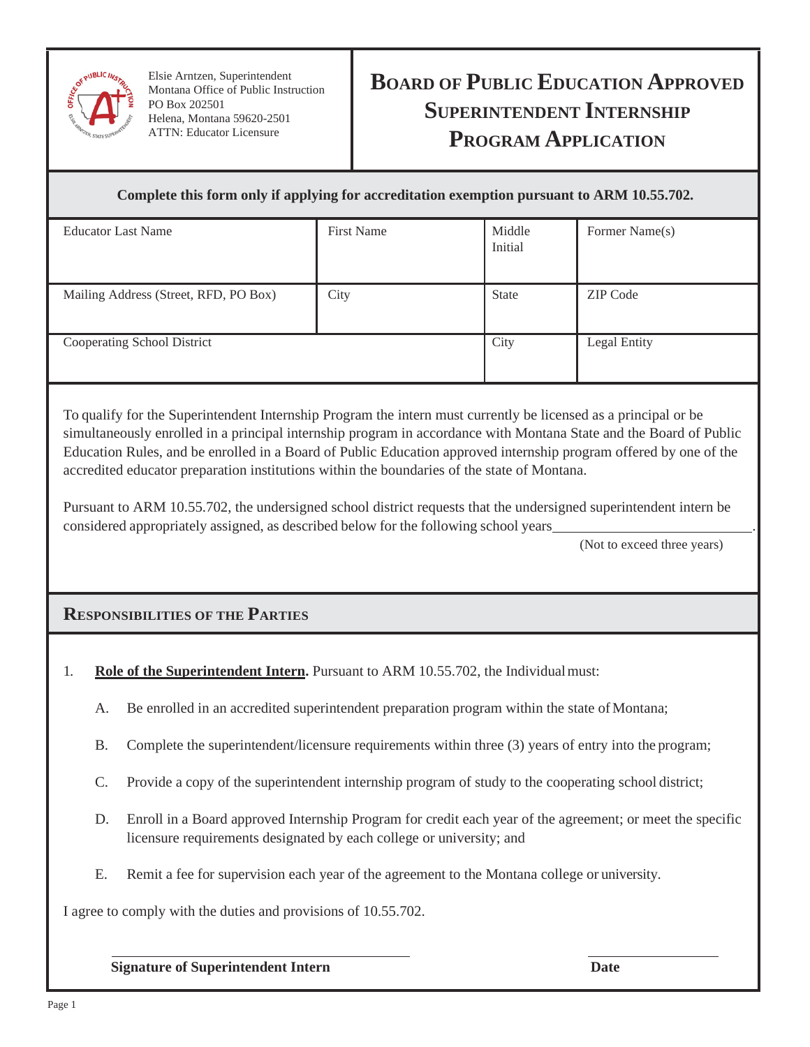Elsie Arntzen, Superintendent
Montana Office of Public Instruction
PO Box 202501
Helena, Montana 59620-2501
ATTN: Educator Licensure

# Board of Public Education Approved Superintendent Internship Program Application

**Complete this form only if applying for accreditation exemption pursuant to ARM 10.55.702.**

| | | | |
|---|---|---|---|
| Educator Last Name | First Name | Middle Initial | Former Name(s) |
| Mailing Address (Street, RFD, PO Box) | City | State | ZIP Code |
| Cooperating School District | | City | Legal Entity |

To qualify for the Superintendent Internship Program the intern must currently be licensed as a principal or be simultaneously enrolled in a principal internship program in accordance with Montana State and the Board of Public Education Rules, and be enrolled in a Board of Public Education approved internship program offered by one of the accredited educator preparation institutions within the boundaries of the state of Montana.

Pursuant to ARM 10.55.702, the undersigned school district requests that the undersigned superintendent intern be considered appropriately assigned, as described below for the following school years\_\_\_\_\_\_\_\_\_\_\_\_\_\_\_\_\_\_\_\_\_\_\_\_\_\_\_.
(Not to exceed three years)

## Responsibilities of the Parties

1. **Role of the Superintendent Intern.** Pursuant to ARM 10.55.702, the Individual must:

   A. Be enrolled in an accredited superintendent preparation program within the state of Montana;

   B. Complete the superintendent/licensure requirements within three (3) years of entry into the program;

   C. Provide a copy of the superintendent internship program of study to the cooperating school district;

   D. Enroll in a Board approved Internship Program for credit each year of the agreement; or meet the specific licensure requirements designated by each college or university; and

   E. Remit a fee for supervision each year of the agreement to the Montana college or university.

I agree to comply with the duties and provisions of 10.55.702.

\_\_\_\_\_\_\_\_\_\_\_\_\_\_\_\_\_\_\_\_\_\_\_\_\_\_\_\_\_\_\_\_\_\_\_\_ \_\_\_\_\_\_\_\_\_\_\_\_\_\_\_\_
**Signature of Superintendent Intern** **Date**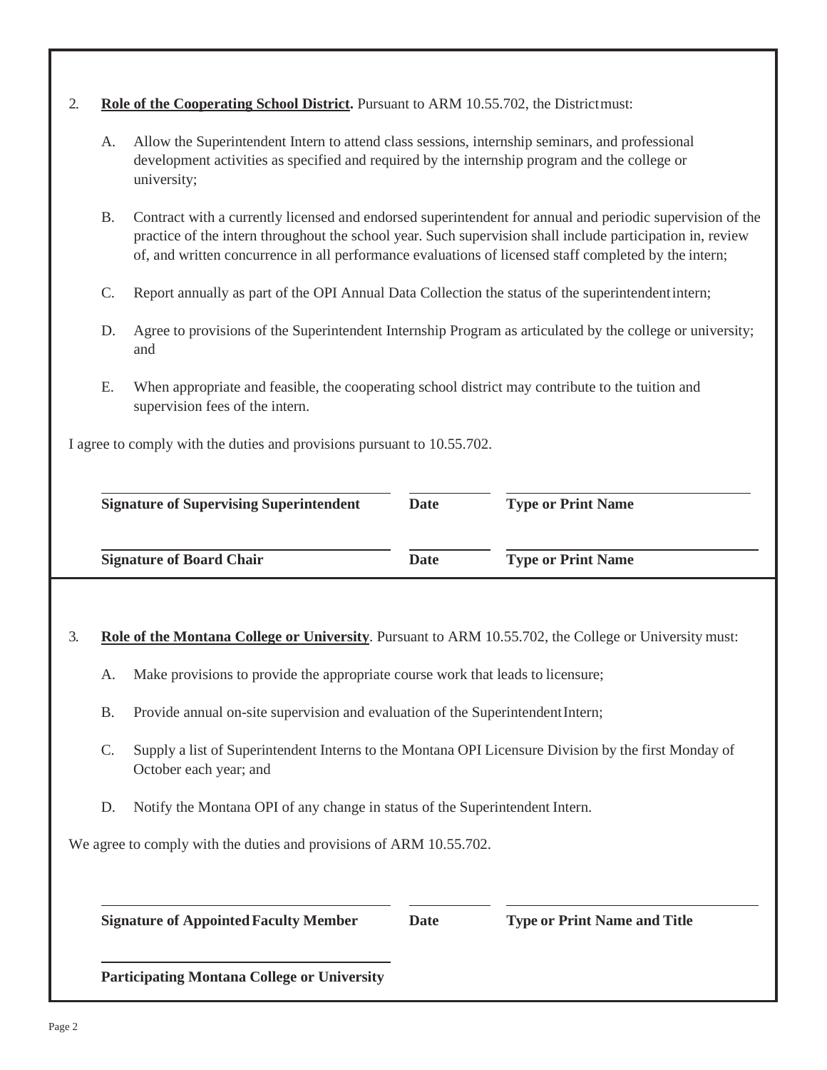2. **Role of the Cooperating School District.** Pursuant to ARM 10.55.702, the District must:

   A. Allow the Superintendent Intern to attend class sessions, internship seminars, and professional development activities as specified and required by the internship program and the college or university;

   B. Contract with a currently licensed and endorsed superintendent for annual and periodic supervision of the practice of the intern throughout the school year. Such supervision shall include participation in, review of, and written concurrence in all performance evaluations of licensed staff completed by the intern;

   C. Report annually as part of the OPI Annual Data Collection the status of the superintendent intern;

   D. Agree to provisions of the Superintendent Internship Program as articulated by the college or university; and

   E. When appropriate and feasible, the cooperating school district may contribute to the tuition and supervision fees of the intern.

I agree to comply with the duties and provisions pursuant to 10.55.702.

| | | |
|---|---|---|
| **Signature of Supervising Superintendent** | **Date** | **Type or Print Name** |
| **Signature of Board Chair** | **Date** | **Type or Print Name** |

3. **Role of the Montana College or University**. Pursuant to ARM 10.55.702, the College or University must:

   A. Make provisions to provide the appropriate course work that leads to licensure;

   B. Provide annual on-site supervision and evaluation of the Superintendent Intern;

   C. Supply a list of Superintendent Interns to the Montana OPI Licensure Division by the first Monday of October each year; and

   D. Notify the Montana OPI of any change in status of the Superintendent Intern.

We agree to comply with the duties and provisions of ARM 10.55.702.

| | | |
|---|---|---|
| **Signature of Appointed Faculty Member** | **Date** | **Type or Print Name and Title** |
| **Participating Montana College or University** | | |